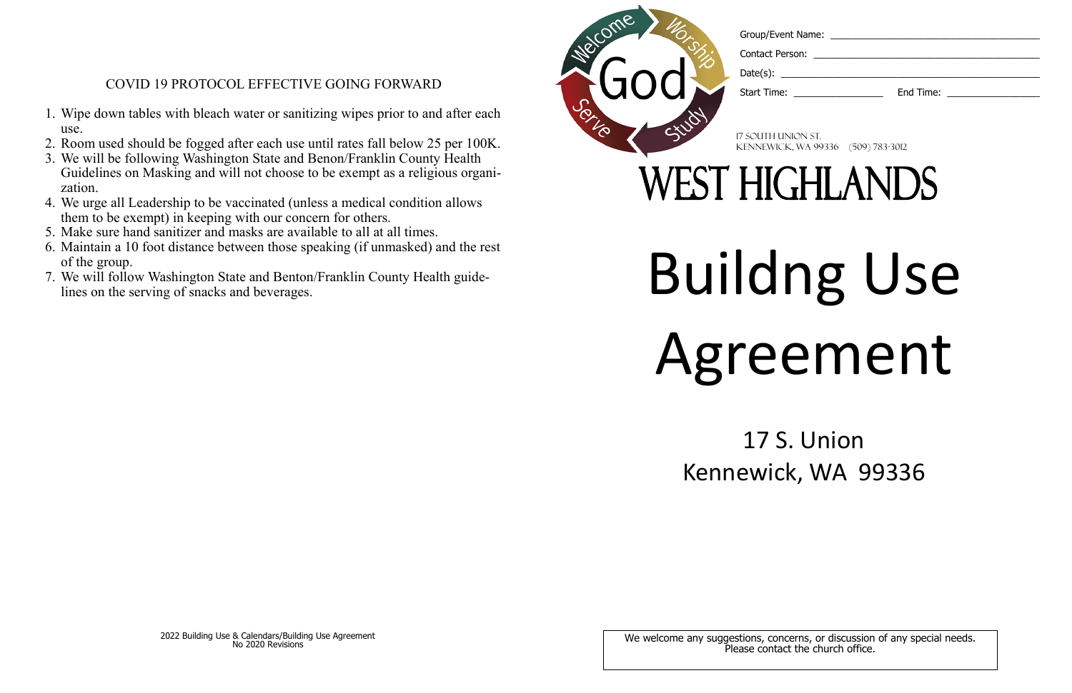## COVID 19 PROTOCOL EFFECTIVE GOING FORWARD

1. Wipe down tables with bleach water or sanitizing wipes prior to and after each use.
2. Room used should be fogged after each use until rates fall below 25 per 100K.
3. We will be following Washington State and Benon/Franklin County Health Guidelines on Masking and will not choose to be exempt as a religious organization.
4. We urge all Leadership to be vaccinated (unless a medical condition allows them to be exempt) in keeping with our concern for others.
5. Make sure hand sanitizer and masks are available to all at all times.
6. Maintain a 10 foot distance between those speaking (if unmasked) and the rest of the group.
7. We will follow Washington State and Benton/Franklin County Health guidelines on the serving of snacks and beverages.

2022 Building Use & Calendars/Building Use Agreement
No 2020 Revisions

Welcome · Worship · Study · Serve · God

Group/Event Name: ______________________

Contact Person: ______________________

Date(s): ______________________

Start Time: ____________ End Time: ____________

17 SOUTH UNION ST.
KENNEWICK, WA 99336 (509) 783-3012

# WEST HIGHLANDS

# Buildng Use Agreement

17 S. Union
Kennewick, WA 99336

We welcome any suggestions, concerns, or discussion of any special needs. Please contact the church office.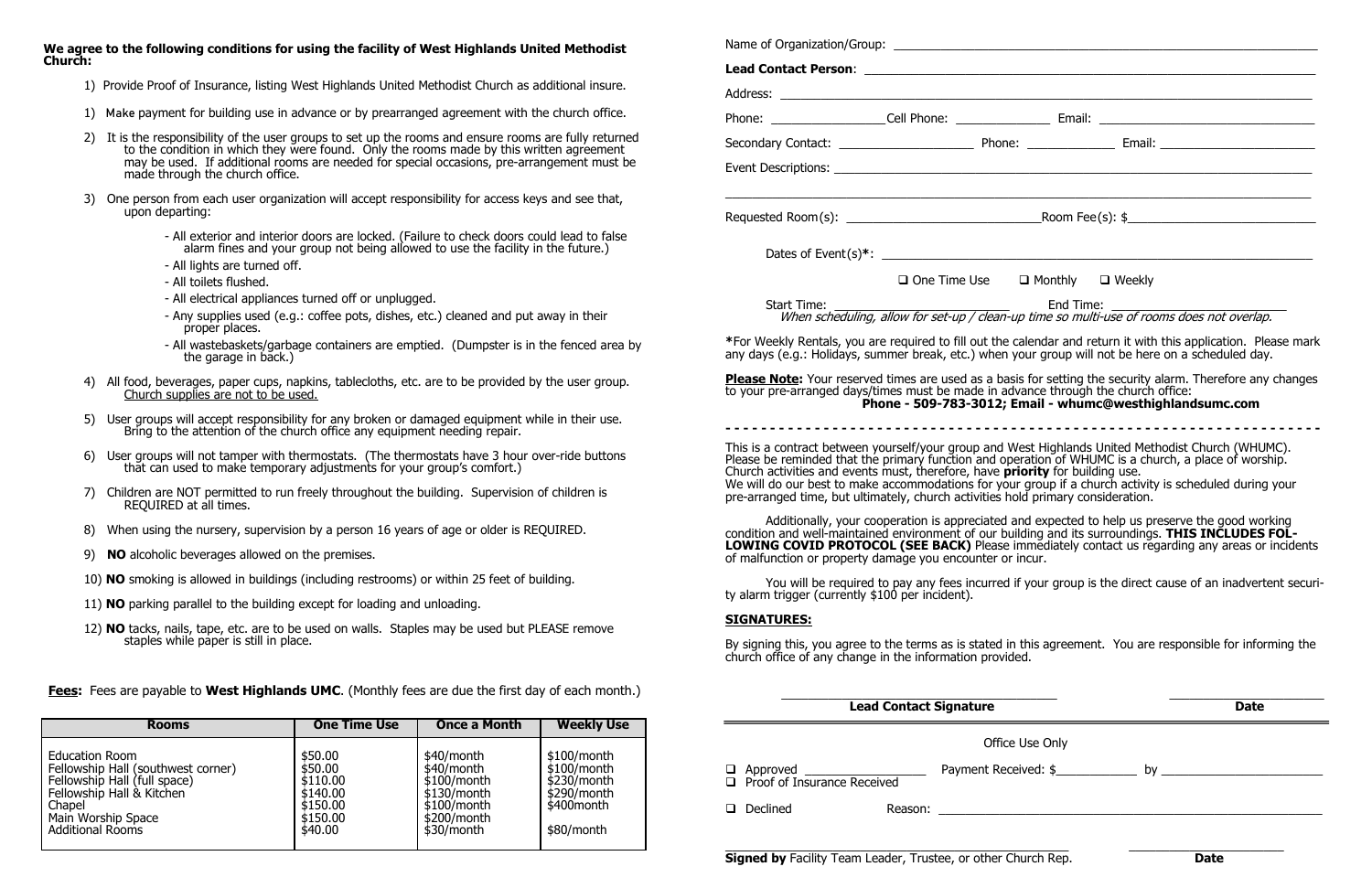**We agree to the following conditions for using the facility of West Highlands United Methodist Church:**

1) Provide Proof of Insurance, listing West Highlands United Methodist Church as additional insure.

1) Make payment for building use in advance or by prearranged agreement with the church office.

2) It is the responsibility of the user groups to set up the rooms and ensure rooms are fully returned to the condition in which they were found. Only the rooms made by this written agreement may be used. If additional rooms are needed for special occasions, pre-arrangement must be made through the church office.

3) One person from each user organization will accept responsibility for access keys and see that, upon departing:

   - All exterior and interior doors are locked. (Failure to check doors could lead to false alarm fines and your group not being allowed to use the facility in the future.)
   - All lights are turned off.
   - All toilets flushed.
   - All electrical appliances turned off or unplugged.
   - Any supplies used (e.g.: coffee pots, dishes, etc.) cleaned and put away in their proper places.
   - All wastebaskets/garbage containers are emptied. (Dumpster is in the fenced area by the garage in back.)

4) All food, beverages, paper cups, napkins, tablecloths, etc. are to be provided by the user group. Church supplies are not to be used.

5) User groups will accept responsibility for any broken or damaged equipment while in their use. Bring to the attention of the church office any equipment needing repair.

6) User groups will not tamper with thermostats. (The thermostats have 3 hour over-ride buttons that can used to make temporary adjustments for your group's comfort.)

7) Children are NOT permitted to run freely throughout the building. Supervision of children is REQUIRED at all times.

8) When using the nursery, supervision by a person 16 years of age or older is REQUIRED.

9) **NO** alcoholic beverages allowed on the premises.

10) **NO** smoking is allowed in buildings (including restrooms) or within 25 feet of building.

11) **NO** parking parallel to the building except for loading and unloading.

12) **NO** tacks, nails, tape, etc. are to be used on walls. Staples may be used but PLEASE remove staples while paper is still in place.

**Fees:** Fees are payable to **West Highlands UMC**. (Monthly fees are due the first day of each month.)

| Rooms | One Time Use | Once a Month | Weekly Use |
|---|---|---|---|
| Education Room | $50.00 | $40/month | $100/month |
| Fellowship Hall (southwest corner) | $50.00 | $40/month | $100/month |
| Fellowship Hall (full space) | $110.00 | $100/month | $230/month |
| Fellowship Hall & Kitchen | $140.00 | $130/month | $290/month |
| Chapel | $150.00 | $100/month | $400month |
| Main Worship Space | $150.00 | $200/month | |
| Additional Rooms | $40.00 | $30/month | $80/month |

Name of Organization/Group: ____________________

**Lead Contact Person**: ____________________

Address: ____________________

Phone: ____________ Cell Phone: ____________ Email: ____________________

Secondary Contact: ____________ Phone: ____________ Email: ____________

Event Descriptions: ____________________

____________________

Requested Room(s): ____________________ Room Fee(s): $____________________

Dates of Event(s)*: ____________________

❑ One Time Use ❑ Monthly ❑ Weekly

Start Time: ____________________ End Time: ____________________

*When scheduling, allow for set-up / clean-up time so multi-use of rooms does not overlap.*

***For Weekly Rentals, you are required to fill out the calendar and return it with this application. Please mark any days (e.g.: Holidays, summer break, etc.) when your group will not be here on a scheduled day.

**Please Note:** Your reserved times are used as a basis for setting the security alarm. Therefore any changes to your pre-arranged days/times must be made in advance through the church office:

**Phone - 509-783-3012; Email - whumc@westhighlandsumc.com**

---

This is a contract between yourself/your group and West Highlands United Methodist Church (WHUMC). Please be reminded that the primary function and operation of WHUMC is a church, a place of worship. Church activities and events must, therefore, have **priority** for building use. We will do our best to make accommodations for your group if a church activity is scheduled during your pre-arranged time, but ultimately, church activities hold primary consideration.

Additionally, your cooperation is appreciated and expected to help us preserve the good working condition and well-maintained environment of our building and its surroundings. **THIS INCLUDES FOLLOWING COVID PROTOCOL (SEE BACK)** Please immediately contact us regarding any areas or incidents of malfunction or property damage you encounter or incur.

You will be required to pay any fees incurred if your group is the direct cause of an inadvertent security alarm trigger (currently $100 per incident).

**SIGNATURES:**

By signing this, you agree to the terms as is stated in this agreement. You are responsible for informing the church office of any change in the information provided.

____________________ ____________

**Lead Contact Signature** **Date**

---

Office Use Only

❑ Approved ____________ Payment Received: $____________ by ____________

❑ Proof of Insurance Received

❑ Declined Reason: ____________________

____________________ ____________

**Signed by** Facility Team Leader, Trustee, or other Church Rep. **Date**